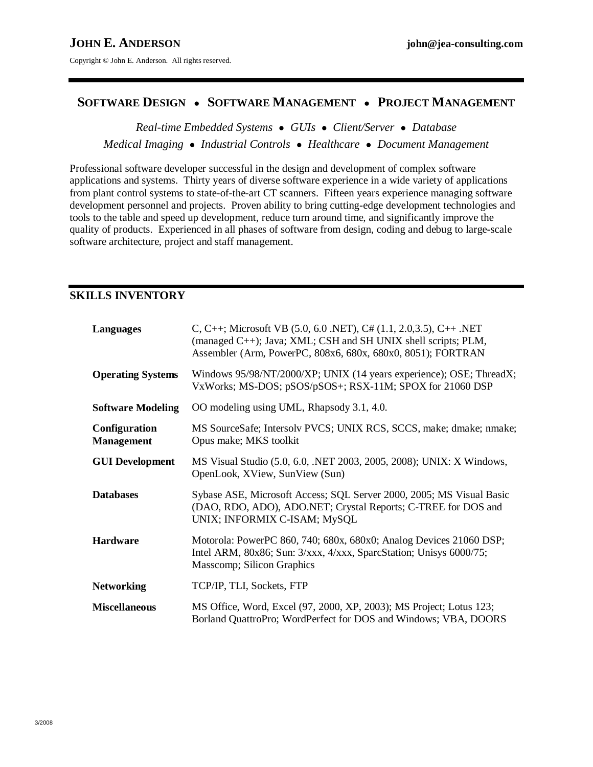# JOHN E. ANDERSON

**john@jea-consulting.com**

Copyright © John E. Anderson. All rights reserved.

---

## SOFTWARE DESIGN • SOFTWARE MANAGEMENT • PROJECT MANAGEMENT

*Real-time Embedded Systems • GUIs • Client/Server • Database*
*Medical Imaging • Industrial Controls • Healthcare • Document Management*

Professional software developer successful in the design and development of complex software applications and systems. Thirty years of diverse software experience in a wide variety of applications from plant control systems to state-of-the-art CT scanners. Fifteen years experience managing software development personnel and projects. Proven ability to bring cutting-edge development technologies and tools to the table and speed up development, reduce turn around time, and significantly improve the quality of products. Experienced in all phases of software from design, coding and debug to large-scale software architecture, project and staff management.

---

## SKILLS INVENTORY

| | |
|---|---|
| **Languages** | C, C++; Microsoft VB (5.0, 6.0 .NET), C# (1.1, 2.0,3.5), C++ .NET (managed C++); Java; XML; CSH and SH UNIX shell scripts; PLM, Assembler (Arm, PowerPC, 808x6, 680x, 680x0, 8051); FORTRAN |
| **Operating Systems** | Windows 95/98/NT/2000/XP; UNIX (14 years experience); OSE; ThreadX; VxWorks; MS-DOS; pSOS/pSOS+; RSX-11M; SPOX for 21060 DSP |
| **Software Modeling** | OO modeling using UML, Rhapsody 3.1, 4.0. |
| **Configuration Management** | MS SourceSafe; Intersolv PVCS; UNIX RCS, SCCS, make; dmake; nmake; Opus make; MKS toolkit |
| **GUI Development** | MS Visual Studio (5.0, 6.0, .NET 2003, 2005, 2008); UNIX: X Windows, OpenLook, XView, SunView (Sun) |
| **Databases** | Sybase ASE, Microsoft Access; SQL Server 2000, 2005; MS Visual Basic (DAO, RDO, ADO), ADO.NET; Crystal Reports; C-TREE for DOS and UNIX; INFORMIX C-ISAM; MySQL |
| **Hardware** | Motorola: PowerPC 860, 740; 680x, 680x0; Analog Devices 21060 DSP; Intel ARM, 80x86; Sun: 3/xxx, 4/xxx, SparcStation; Unisys 6000/75; Masscomp; Silicon Graphics |
| **Networking** | TCP/IP, TLI, Sockets, FTP |
| **Miscellaneous** | MS Office, Word, Excel (97, 2000, XP, 2003); MS Project; Lotus 123; Borland QuattroPro; WordPerfect for DOS and Windows; VBA, DOORS |

3/2008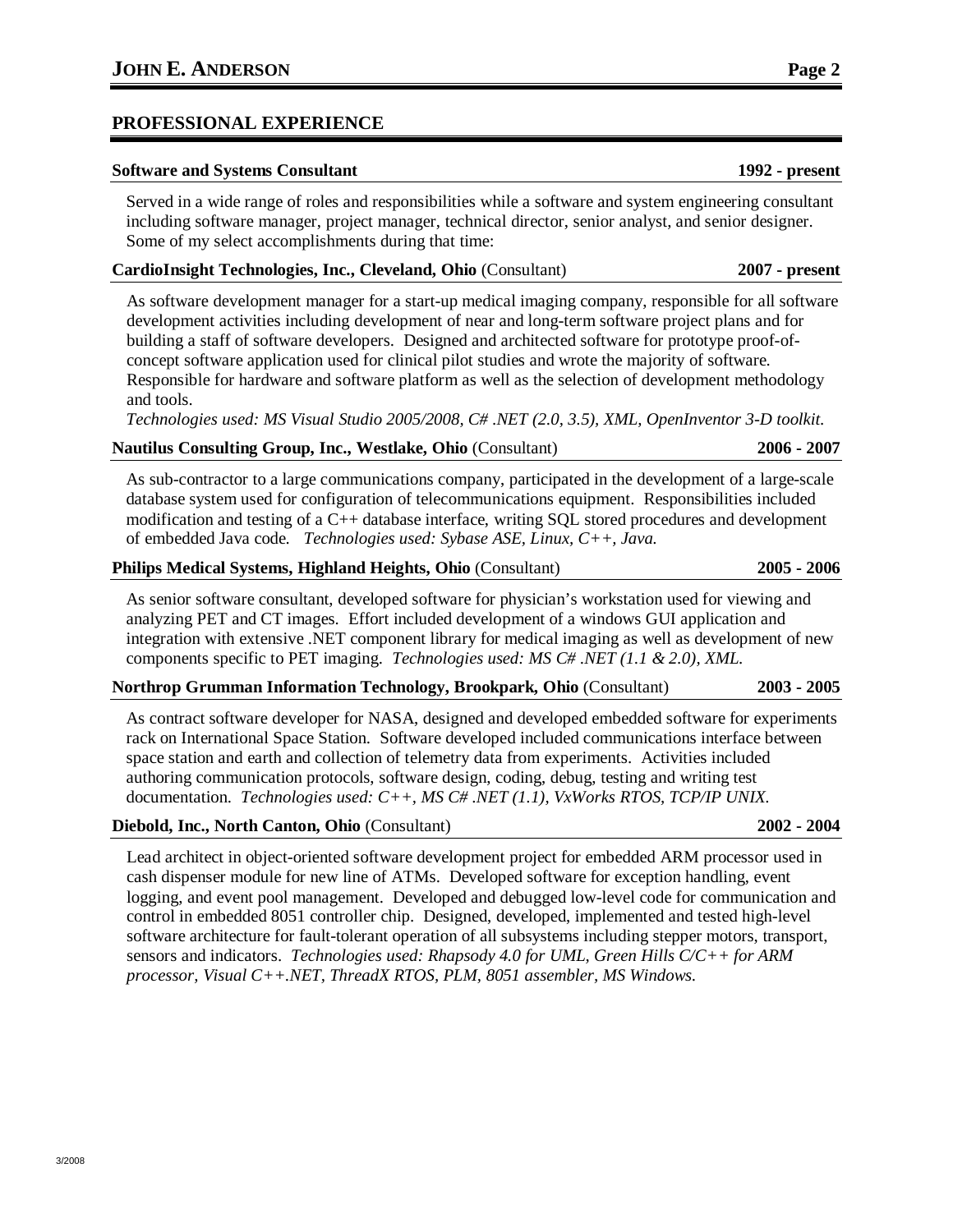## PROFESSIONAL EXPERIENCE

**Software and Systems Consultant** **1992 - present**

Served in a wide range of roles and responsibilities while a software and system engineering consultant including software manager, project manager, technical director, senior analyst, and senior designer. Some of my select accomplishments during that time:

**CardioInsight Technologies, Inc., Cleveland, Ohio** (Consultant) **2007 - present**

As software development manager for a start-up medical imaging company, responsible for all software development activities including development of near and long-term software project plans and for building a staff of software developers. Designed and architected software for prototype proof-of-concept software application used for clinical pilot studies and wrote the majority of software. Responsible for hardware and software platform as well as the selection of development methodology and tools.
*Technologies used: MS Visual Studio 2005/2008, C# .NET (2.0, 3.5), XML, OpenInventor 3-D toolkit.*

**Nautilus Consulting Group, Inc., Westlake, Ohio** (Consultant) **2006 - 2007**

As sub-contractor to a large communications company, participated in the development of a large-scale database system used for configuration of telecommunications equipment. Responsibilities included modification and testing of a C++ database interface, writing SQL stored procedures and development of embedded Java code. *Technologies used: Sybase ASE, Linux, C++, Java.*

**Philips Medical Systems, Highland Heights, Ohio** (Consultant) **2005 - 2006**

As senior software consultant, developed software for physician's workstation used for viewing and analyzing PET and CT images. Effort included development of a windows GUI application and integration with extensive .NET component library for medical imaging as well as development of new components specific to PET imaging. *Technologies used: MS C# .NET (1.1 & 2.0), XML.*

**Northrop Grumman Information Technology, Brookpark, Ohio** (Consultant) **2003 - 2005**

As contract software developer for NASA, designed and developed embedded software for experiments rack on International Space Station. Software developed included communications interface between space station and earth and collection of telemetry data from experiments. Activities included authoring communication protocols, software design, coding, debug, testing and writing test documentation. *Technologies used: C++, MS C# .NET (1.1), VxWorks RTOS, TCP/IP UNIX.*

**Diebold, Inc., North Canton, Ohio** (Consultant) **2002 - 2004**

Lead architect in object-oriented software development project for embedded ARM processor used in cash dispenser module for new line of ATMs. Developed software for exception handling, event logging, and event pool management. Developed and debugged low-level code for communication and control in embedded 8051 controller chip. Designed, developed, implemented and tested high-level software architecture for fault-tolerant operation of all subsystems including stepper motors, transport, sensors and indicators. *Technologies used: Rhapsody 4.0 for UML, Green Hills C/C++ for ARM processor, Visual C++.NET, ThreadX RTOS, PLM, 8051 assembler, MS Windows.*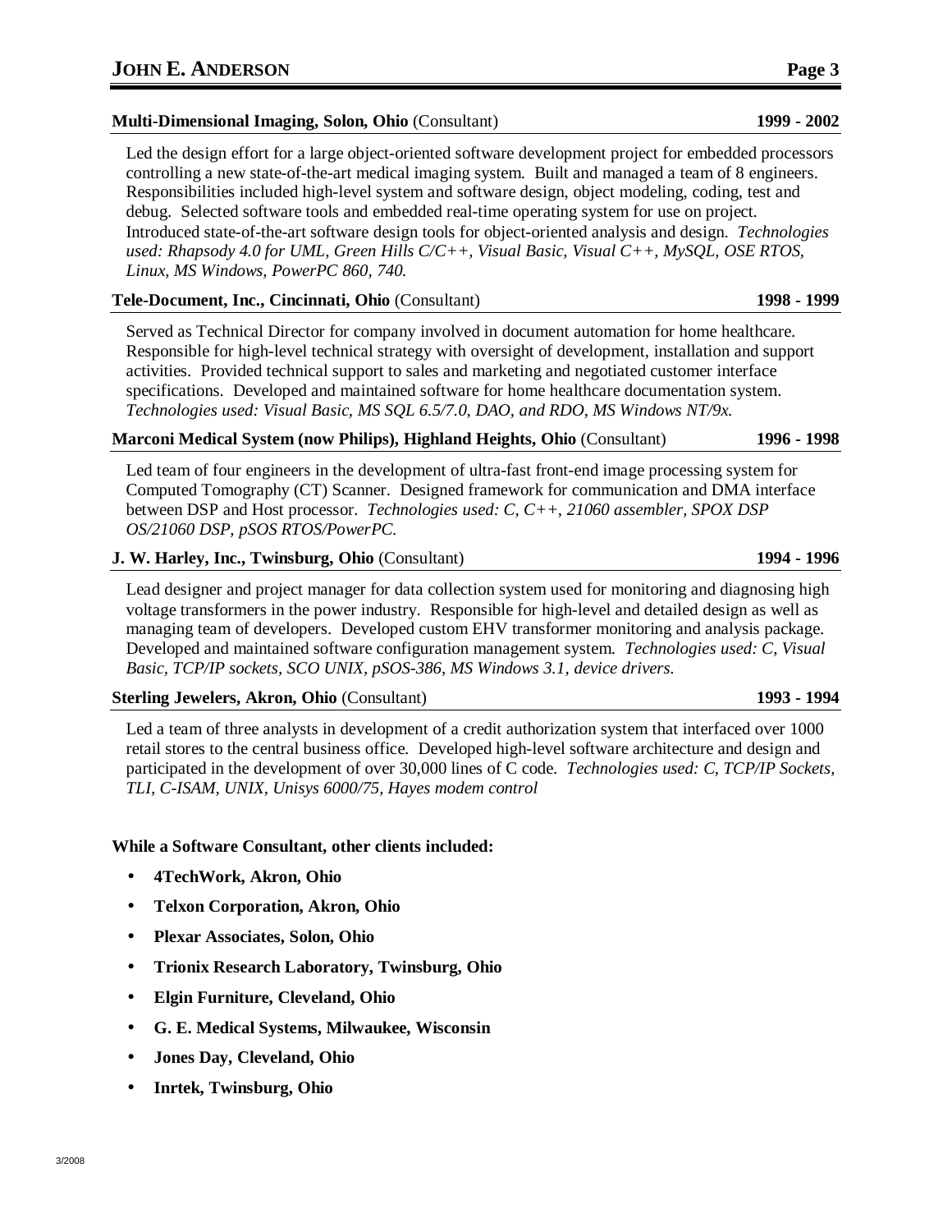**Multi-Dimensional Imaging, Solon, Ohio** (Consultant) **1999 - 2002**

Led the design effort for a large object-oriented software development project for embedded processors controlling a new state-of-the-art medical imaging system. Built and managed a team of 8 engineers. Responsibilities included high-level system and software design, object modeling, coding, test and debug. Selected software tools and embedded real-time operating system for use on project. Introduced state-of-the-art software design tools for object-oriented analysis and design. *Technologies used: Rhapsody 4.0 for UML, Green Hills C/C++, Visual Basic, Visual C++, MySQL, OSE RTOS, Linux, MS Windows, PowerPC 860, 740.*

**Tele-Document, Inc., Cincinnati, Ohio** (Consultant) **1998 - 1999**

Served as Technical Director for company involved in document automation for home healthcare. Responsible for high-level technical strategy with oversight of development, installation and support activities. Provided technical support to sales and marketing and negotiated customer interface specifications. Developed and maintained software for home healthcare documentation system. *Technologies used: Visual Basic, MS SQL 6.5/7.0, DAO, and RDO, MS Windows NT/9x.*

**Marconi Medical System (now Philips), Highland Heights, Ohio** (Consultant) **1996 - 1998**

Led team of four engineers in the development of ultra-fast front-end image processing system for Computed Tomography (CT) Scanner. Designed framework for communication and DMA interface between DSP and Host processor. *Technologies used: C, C++, 21060 assembler, SPOX DSP OS/21060 DSP, pSOS RTOS/PowerPC.*

**J. W. Harley, Inc., Twinsburg, Ohio** (Consultant) **1994 - 1996**

Lead designer and project manager for data collection system used for monitoring and diagnosing high voltage transformers in the power industry. Responsible for high-level and detailed design as well as managing team of developers. Developed custom EHV transformer monitoring and analysis package. Developed and maintained software configuration management system. *Technologies used: C, Visual Basic, TCP/IP sockets, SCO UNIX, pSOS-386, MS Windows 3.1, device drivers.*

**Sterling Jewelers, Akron, Ohio** (Consultant) **1993 - 1994**

Led a team of three analysts in development of a credit authorization system that interfaced over 1000 retail stores to the central business office. Developed high-level software architecture and design and participated in the development of over 30,000 lines of C code. *Technologies used: C, TCP/IP Sockets, TLI, C-ISAM, UNIX, Unisys 6000/75, Hayes modem control*

**While a Software Consultant, other clients included:**

- **4TechWork, Akron, Ohio**
- **Telxon Corporation, Akron, Ohio**
- **Plexar Associates, Solon, Ohio**
- **Trionix Research Laboratory, Twinsburg, Ohio**
- **Elgin Furniture, Cleveland, Ohio**
- **G. E. Medical Systems, Milwaukee, Wisconsin**
- **Jones Day, Cleveland, Ohio**
- **Inrtek, Twinsburg, Ohio**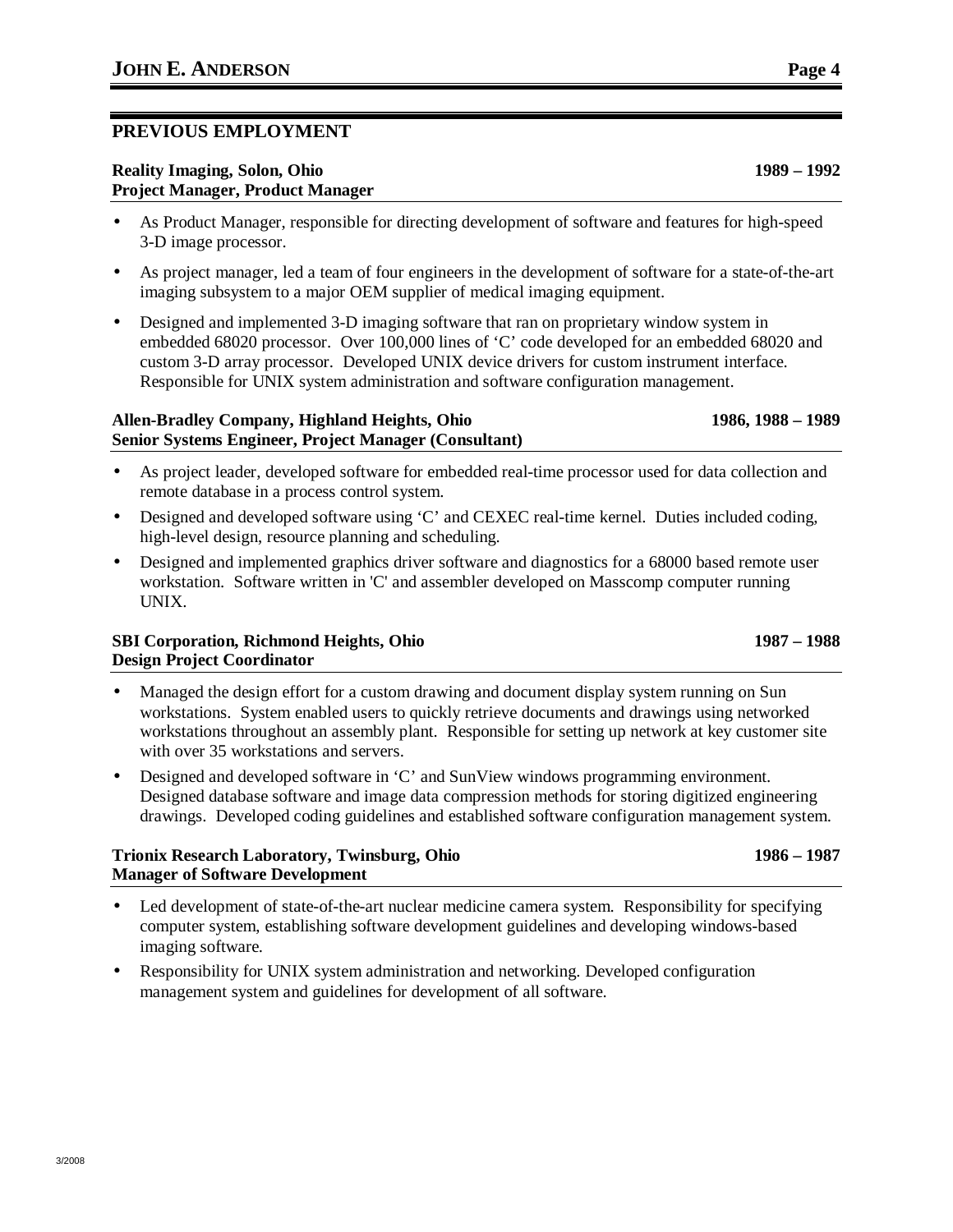## PREVIOUS EMPLOYMENT

**Reality Imaging, Solon, Ohio** **1989 – 1992**
**Project Manager, Product Manager**

- As Product Manager, responsible for directing development of software and features for high-speed 3-D image processor.
- As project manager, led a team of four engineers in the development of software for a state-of-the-art imaging subsystem to a major OEM supplier of medical imaging equipment.
- Designed and implemented 3-D imaging software that ran on proprietary window system in embedded 68020 processor. Over 100,000 lines of 'C' code developed for an embedded 68020 and custom 3-D array processor. Developed UNIX device drivers for custom instrument interface. Responsible for UNIX system administration and software configuration management.

**Allen-Bradley Company, Highland Heights, Ohio** **1986, 1988 – 1989**
**Senior Systems Engineer, Project Manager (Consultant)**

- As project leader, developed software for embedded real-time processor used for data collection and remote database in a process control system.
- Designed and developed software using 'C' and CEXEC real-time kernel. Duties included coding, high-level design, resource planning and scheduling.
- Designed and implemented graphics driver software and diagnostics for a 68000 based remote user workstation. Software written in 'C' and assembler developed on Masscomp computer running UNIX.

**SBI Corporation, Richmond Heights, Ohio** **1987 – 1988**
**Design Project Coordinator**

- Managed the design effort for a custom drawing and document display system running on Sun workstations. System enabled users to quickly retrieve documents and drawings using networked workstations throughout an assembly plant. Responsible for setting up network at key customer site with over 35 workstations and servers.
- Designed and developed software in 'C' and SunView windows programming environment. Designed database software and image data compression methods for storing digitized engineering drawings. Developed coding guidelines and established software configuration management system.

**Trionix Research Laboratory, Twinsburg, Ohio** **1986 – 1987**
**Manager of Software Development**

- Led development of state-of-the-art nuclear medicine camera system. Responsibility for specifying computer system, establishing software development guidelines and developing windows-based imaging software.
- Responsibility for UNIX system administration and networking. Developed configuration management system and guidelines for development of all software.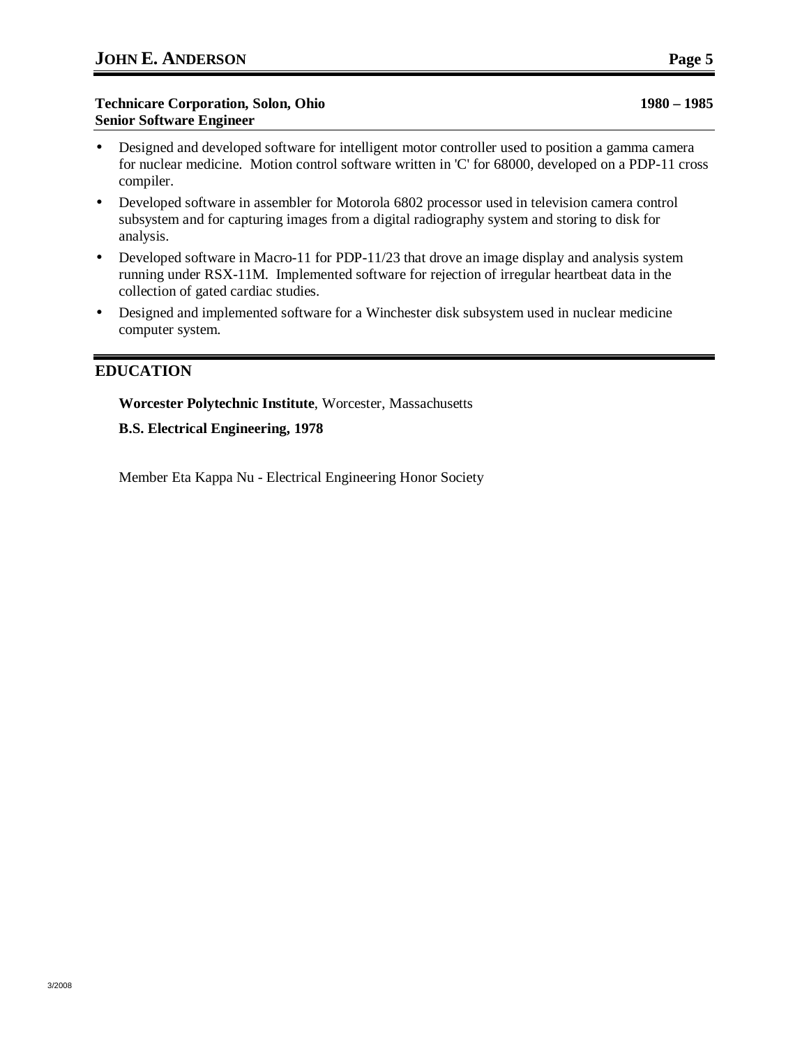**Technicare Corporation, Solon, Ohio** **1980 – 1985**
**Senior Software Engineer**

- Designed and developed software for intelligent motor controller used to position a gamma camera for nuclear medicine. Motion control software written in 'C' for 68000, developed on a PDP-11 cross compiler.
- Developed software in assembler for Motorola 6802 processor used in television camera control subsystem and for capturing images from a digital radiography system and storing to disk for analysis.
- Developed software in Macro-11 for PDP-11/23 that drove an image display and analysis system running under RSX-11M. Implemented software for rejection of irregular heartbeat data in the collection of gated cardiac studies.
- Designed and implemented software for a Winchester disk subsystem used in nuclear medicine computer system.

## EDUCATION

**Worcester Polytechnic Institute**, Worcester, Massachusetts

**B.S. Electrical Engineering, 1978**

Member Eta Kappa Nu - Electrical Engineering Honor Society